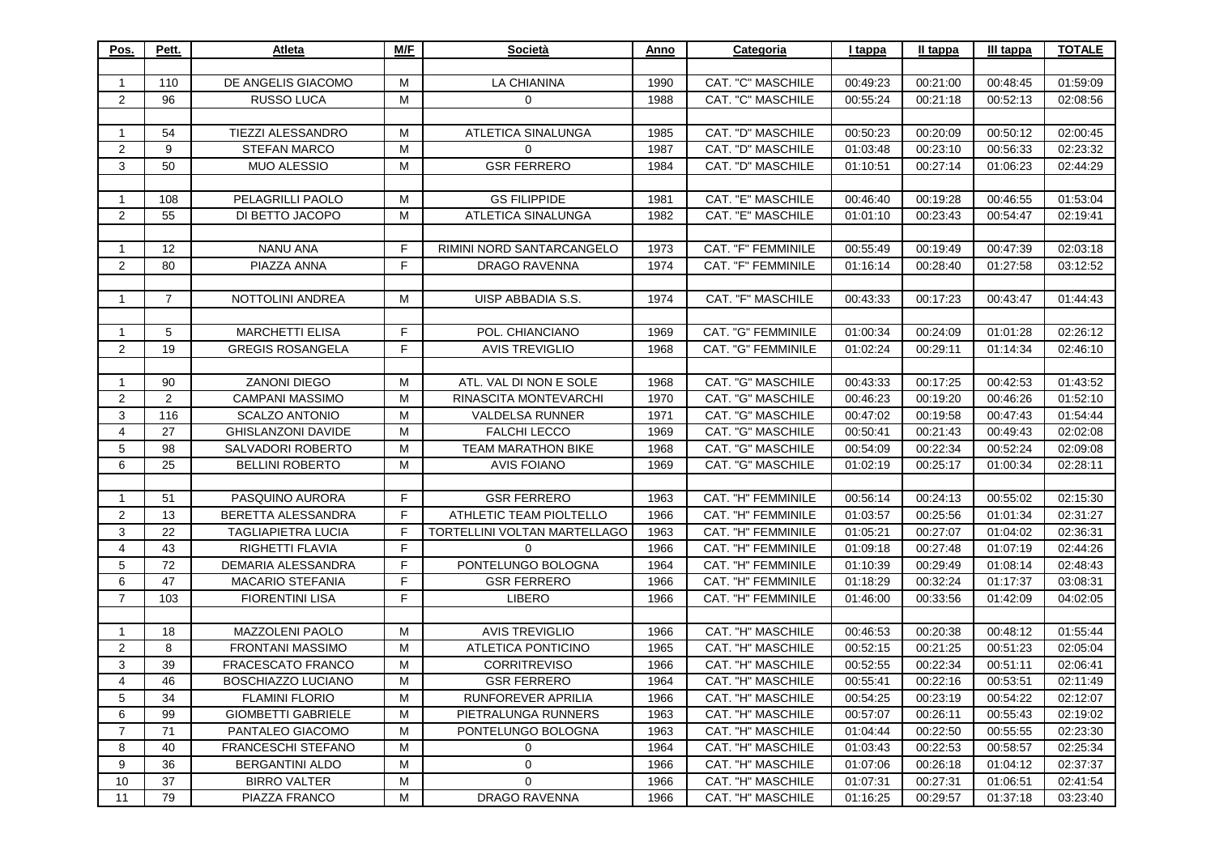| Pos. | Pett. | Atleta | M/F | Società | Anno | Categoria | I tappa | II tappa | III tappa | TOTALE |
|---|---|---|---|---|---|---|---|---|---|---|
| | | | | | | | | | | |
| 1 | 110 | DE ANGELIS GIACOMO | M | LA CHIANINA | 1990 | CAT. "C" MASCHILE | 00:49:23 | 00:21:00 | 00:48:45 | 01:59:09 |
| 2 | 96 | RUSSO LUCA | M | 0 | 1988 | CAT. "C" MASCHILE | 00:55:24 | 00:21:18 | 00:52:13 | 02:08:56 |
| | | | | | | | | | | |
| 1 | 54 | TIEZZI ALESSANDRO | M | ATLETICA SINALUNGA | 1985 | CAT. "D" MASCHILE | 00:50:23 | 00:20:09 | 00:50:12 | 02:00:45 |
| 2 | 9 | STEFAN MARCO | M | 0 | 1987 | CAT. "D" MASCHILE | 01:03:48 | 00:23:10 | 00:56:33 | 02:23:32 |
| 3 | 50 | MUO ALESSIO | M | GSR FERRERO | 1984 | CAT. "D" MASCHILE | 01:10:51 | 00:27:14 | 01:06:23 | 02:44:29 |
| | | | | | | | | | | |
| 1 | 108 | PELAGRILLI PAOLO | M | GS FILIPPIDE | 1981 | CAT. "E" MASCHILE | 00:46:40 | 00:19:28 | 00:46:55 | 01:53:04 |
| 2 | 55 | DI BETTO JACOPO | M | ATLETICA SINALUNGA | 1982 | CAT. "E" MASCHILE | 01:01:10 | 00:23:43 | 00:54:47 | 02:19:41 |
| | | | | | | | | | | |
| 1 | 12 | NANU ANA | F | RIMINI NORD SANTARCANGELO | 1973 | CAT. "F" FEMMINILE | 00:55:49 | 00:19:49 | 00:47:39 | 02:03:18 |
| 2 | 80 | PIAZZA ANNA | F | DRAGO RAVENNA | 1974 | CAT. "F" FEMMINILE | 01:16:14 | 00:28:40 | 01:27:58 | 03:12:52 |
| | | | | | | | | | | |
| 1 | 7 | NOTTOLINI ANDREA | M | UISP ABBADIA S.S. | 1974 | CAT. "F" MASCHILE | 00:43:33 | 00:17:23 | 00:43:47 | 01:44:43 |
| | | | | | | | | | | |
| 1 | 5 | MARCHETTI ELISA | F | POL. CHIANCIANO | 1969 | CAT. "G" FEMMINILE | 01:00:34 | 00:24:09 | 01:01:28 | 02:26:12 |
| 2 | 19 | GREGIS ROSANGELA | F | AVIS TREVIGLIO | 1968 | CAT. "G" FEMMINILE | 01:02:24 | 00:29:11 | 01:14:34 | 02:46:10 |
| | | | | | | | | | | |
| 1 | 90 | ZANONI DIEGO | M | ATL. VAL DI NON E SOLE | 1968 | CAT. "G" MASCHILE | 00:43:33 | 00:17:25 | 00:42:53 | 01:43:52 |
| 2 | 2 | CAMPANI MASSIMO | M | RINASCITA MONTEVARCHI | 1970 | CAT. "G" MASCHILE | 00:46:23 | 00:19:20 | 00:46:26 | 01:52:10 |
| 3 | 116 | SCALZO ANTONIO | M | VALDELSA RUNNER | 1971 | CAT. "G" MASCHILE | 00:47:02 | 00:19:58 | 00:47:43 | 01:54:44 |
| 4 | 27 | GHISLANZONI DAVIDE | M | FALCHI LECCO | 1969 | CAT. "G" MASCHILE | 00:50:41 | 00:21:43 | 00:49:43 | 02:02:08 |
| 5 | 98 | SALVADORI ROBERTO | M | TEAM MARATHON BIKE | 1968 | CAT. "G" MASCHILE | 00:54:09 | 00:22:34 | 00:52:24 | 02:09:08 |
| 6 | 25 | BELLINI ROBERTO | M | AVIS FOIANO | 1969 | CAT. "G" MASCHILE | 01:02:19 | 00:25:17 | 01:00:34 | 02:28:11 |
| | | | | | | | | | | |
| 1 | 51 | PASQUINO AURORA | F | GSR FERRERO | 1963 | CAT. "H" FEMMINILE | 00:56:14 | 00:24:13 | 00:55:02 | 02:15:30 |
| 2 | 13 | BERETTA ALESSANDRA | F | ATHLETIC TEAM PIOLTELLO | 1966 | CAT. "H" FEMMINILE | 01:03:57 | 00:25:56 | 01:01:34 | 02:31:27 |
| 3 | 22 | TAGLIAPIETRA LUCIA | F | TORTELLINI VOLTAN MARTELLAGO | 1963 | CAT. "H" FEMMINILE | 01:05:21 | 00:27:07 | 01:04:02 | 02:36:31 |
| 4 | 43 | RIGHETTI FLAVIA | F | 0 | 1966 | CAT. "H" FEMMINILE | 01:09:18 | 00:27:48 | 01:07:19 | 02:44:26 |
| 5 | 72 | DEMARIA ALESSANDRA | F | PONTELUNGO BOLOGNA | 1964 | CAT. "H" FEMMINILE | 01:10:39 | 00:29:49 | 01:08:14 | 02:48:43 |
| 6 | 47 | MACARIO STEFANIA | F | GSR FERRERO | 1966 | CAT. "H" FEMMINILE | 01:18:29 | 00:32:24 | 01:17:37 | 03:08:31 |
| 7 | 103 | FIORENTINI LISA | F | LIBERO | 1966 | CAT. "H" FEMMINILE | 01:46:00 | 00:33:56 | 01:42:09 | 04:02:05 |
| | | | | | | | | | | |
| 1 | 18 | MAZZOLENI PAOLO | M | AVIS TREVIGLIO | 1966 | CAT. "H" MASCHILE | 00:46:53 | 00:20:38 | 00:48:12 | 01:55:44 |
| 2 | 8 | FRONTANI MASSIMO | M | ATLETICA PONTICINO | 1965 | CAT. "H" MASCHILE | 00:52:15 | 00:21:25 | 00:51:23 | 02:05:04 |
| 3 | 39 | FRACESCATO FRANCO | M | CORRITREVISO | 1966 | CAT. "H" MASCHILE | 00:52:55 | 00:22:34 | 00:51:11 | 02:06:41 |
| 4 | 46 | BOSCHIAZZO LUCIANO | M | GSR FERRERO | 1964 | CAT. "H" MASCHILE | 00:55:41 | 00:22:16 | 00:53:51 | 02:11:49 |
| 5 | 34 | FLAMINI FLORIO | M | RUNFOREVER APRILIA | 1966 | CAT. "H" MASCHILE | 00:54:25 | 00:23:19 | 00:54:22 | 02:12:07 |
| 6 | 99 | GIOMBETTI GABRIELE | M | PIETRALUNGA RUNNERS | 1963 | CAT. "H" MASCHILE | 00:57:07 | 00:26:11 | 00:55:43 | 02:19:02 |
| 7 | 71 | PANTALEO GIACOMO | M | PONTELUNGO BOLOGNA | 1963 | CAT. "H" MASCHILE | 01:04:44 | 00:22:50 | 00:55:55 | 02:23:30 |
| 8 | 40 | FRANCESCHI STEFANO | M | 0 | 1964 | CAT. "H" MASCHILE | 01:03:43 | 00:22:53 | 00:58:57 | 02:25:34 |
| 9 | 36 | BERGANTINI ALDO | M | 0 | 1966 | CAT. "H" MASCHILE | 01:07:06 | 00:26:18 | 01:04:12 | 02:37:37 |
| 10 | 37 | BIRRO VALTER | M | 0 | 1966 | CAT. "H" MASCHILE | 01:07:31 | 00:27:31 | 01:06:51 | 02:41:54 |
| 11 | 79 | PIAZZA FRANCO | M | DRAGO RAVENNA | 1966 | CAT. "H" MASCHILE | 01:16:25 | 00:29:57 | 01:37:18 | 03:23:40 |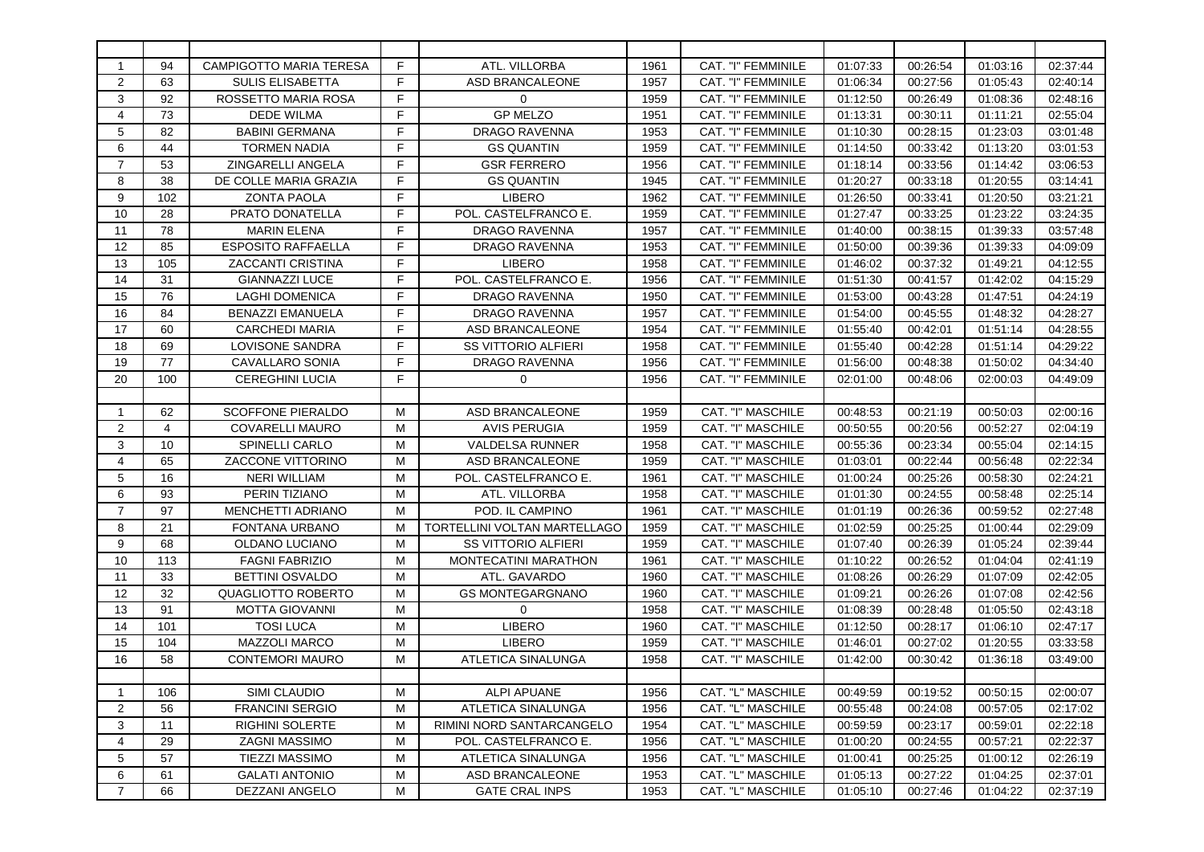| | | | | | | | | | | |
|---|---|---|---|---|---|---|---|---|---|---|
| 1 | 94 | CAMPIGOTTO MARIA TERESA | F | ATL. VILLORBA | 1961 | CAT. "I" FEMMINILE | 01:07:33 | 00:26:54 | 01:03:16 | 02:37:44 |
| 2 | 63 | SULIS ELISABETTA | F | ASD BRANCALEONE | 1957 | CAT. "I" FEMMINILE | 01:06:34 | 00:27:56 | 01:05:43 | 02:40:14 |
| 3 | 92 | ROSSETTO MARIA ROSA | F | 0 | 1959 | CAT. "I" FEMMINILE | 01:12:50 | 00:26:49 | 01:08:36 | 02:48:16 |
| 4 | 73 | DEDE WILMA | F | GP MELZO | 1951 | CAT. "I" FEMMINILE | 01:13:31 | 00:30:11 | 01:11:21 | 02:55:04 |
| 5 | 82 | BABINI GERMANA | F | DRAGO RAVENNA | 1953 | CAT. "I" FEMMINILE | 01:10:30 | 00:28:15 | 01:23:03 | 03:01:48 |
| 6 | 44 | TORMEN NADIA | F | GS QUANTIN | 1959 | CAT. "I" FEMMINILE | 01:14:50 | 00:33:42 | 01:13:20 | 03:01:53 |
| 7 | 53 | ZINGARELLI ANGELA | F | GSR FERRERO | 1956 | CAT. "I" FEMMINILE | 01:18:14 | 00:33:56 | 01:14:42 | 03:06:53 |
| 8 | 38 | DE COLLE MARIA GRAZIA | F | GS QUANTIN | 1945 | CAT. "I" FEMMINILE | 01:20:27 | 00:33:18 | 01:20:55 | 03:14:41 |
| 9 | 102 | ZONTA PAOLA | F | LIBERO | 1962 | CAT. "I" FEMMINILE | 01:26:50 | 00:33:41 | 01:20:50 | 03:21:21 |
| 10 | 28 | PRATO DONATELLA | F | POL. CASTELFRANCO E. | 1959 | CAT. "I" FEMMINILE | 01:27:47 | 00:33:25 | 01:23:22 | 03:24:35 |
| 11 | 78 | MARIN ELENA | F | DRAGO RAVENNA | 1957 | CAT. "I" FEMMINILE | 01:40:00 | 00:38:15 | 01:39:33 | 03:57:48 |
| 12 | 85 | ESPOSITO RAFFAELLA | F | DRAGO RAVENNA | 1953 | CAT. "I" FEMMINILE | 01:50:00 | 00:39:36 | 01:39:33 | 04:09:09 |
| 13 | 105 | ZACCANTI CRISTINA | F | LIBERO | 1958 | CAT. "I" FEMMINILE | 01:46:02 | 00:37:32 | 01:49:21 | 04:12:55 |
| 14 | 31 | GIANNAZZI LUCE | F | POL. CASTELFRANCO E. | 1956 | CAT. "I" FEMMINILE | 01:51:30 | 00:41:57 | 01:42:02 | 04:15:29 |
| 15 | 76 | LAGHI DOMENICA | F | DRAGO RAVENNA | 1950 | CAT. "I" FEMMINILE | 01:53:00 | 00:43:28 | 01:47:51 | 04:24:19 |
| 16 | 84 | BENAZZI EMANUELA | F | DRAGO RAVENNA | 1957 | CAT. "I" FEMMINILE | 01:54:00 | 00:45:55 | 01:48:32 | 04:28:27 |
| 17 | 60 | CARCHEDI MARIA | F | ASD BRANCALEONE | 1954 | CAT. "I" FEMMINILE | 01:55:40 | 00:42:01 | 01:51:14 | 04:28:55 |
| 18 | 69 | LOVISONE SANDRA | F | SS VITTORIO ALFIERI | 1958 | CAT. "I" FEMMINILE | 01:55:40 | 00:42:28 | 01:51:14 | 04:29:22 |
| 19 | 77 | CAVALLARO SONIA | F | DRAGO RAVENNA | 1956 | CAT. "I" FEMMINILE | 01:56:00 | 00:48:38 | 01:50:02 | 04:34:40 |
| 20 | 100 | CEREGHINI LUCIA | F | 0 | 1956 | CAT. "I" FEMMINILE | 02:01:00 | 00:48:06 | 02:00:03 | 04:49:09 |
| | | | | | | | | | | |
| 1 | 62 | SCOFFONE PIERALDO | M | ASD BRANCALEONE | 1959 | CAT. "I" MASCHILE | 00:48:53 | 00:21:19 | 00:50:03 | 02:00:16 |
| 2 | 4 | COVARELLI MAURO | M | AVIS PERUGIA | 1959 | CAT. "I" MASCHILE | 00:50:55 | 00:20:56 | 00:52:27 | 02:04:19 |
| 3 | 10 | SPINELLI CARLO | M | VALDELSA RUNNER | 1958 | CAT. "I" MASCHILE | 00:55:36 | 00:23:34 | 00:55:04 | 02:14:15 |
| 4 | 65 | ZACCONE VITTORINO | M | ASD BRANCALEONE | 1959 | CAT. "I" MASCHILE | 01:03:01 | 00:22:44 | 00:56:48 | 02:22:34 |
| 5 | 16 | NERI WILLIAM | M | POL. CASTELFRANCO E. | 1961 | CAT. "I" MASCHILE | 01:00:24 | 00:25:26 | 00:58:30 | 02:24:21 |
| 6 | 93 | PERIN TIZIANO | M | ATL. VILLORBA | 1958 | CAT. "I" MASCHILE | 01:01:30 | 00:24:55 | 00:58:48 | 02:25:14 |
| 7 | 97 | MENCHETTI ADRIANO | M | POD. IL CAMPINO | 1961 | CAT. "I" MASCHILE | 01:01:19 | 00:26:36 | 00:59:52 | 02:27:48 |
| 8 | 21 | FONTANA URBANO | M | TORTELLINI VOLTAN MARTELLAGO | 1959 | CAT. "I" MASCHILE | 01:02:59 | 00:25:25 | 01:00:44 | 02:29:09 |
| 9 | 68 | OLDANO LUCIANO | M | SS VITTORIO ALFIERI | 1959 | CAT. "I" MASCHILE | 01:07:40 | 00:26:39 | 01:05:24 | 02:39:44 |
| 10 | 113 | FAGNI FABRIZIO | M | MONTECATINI MARATHON | 1961 | CAT. "I" MASCHILE | 01:10:22 | 00:26:52 | 01:04:04 | 02:41:19 |
| 11 | 33 | BETTINI OSVALDO | M | ATL. GAVARDO | 1960 | CAT. "I" MASCHILE | 01:08:26 | 00:26:29 | 01:07:09 | 02:42:05 |
| 12 | 32 | QUAGLIOTTO ROBERTO | M | GS MONTEGARGNANO | 1960 | CAT. "I" MASCHILE | 01:09:21 | 00:26:26 | 01:07:08 | 02:42:56 |
| 13 | 91 | MOTTA GIOVANNI | M | 0 | 1958 | CAT. "I" MASCHILE | 01:08:39 | 00:28:48 | 01:05:50 | 02:43:18 |
| 14 | 101 | TOSI LUCA | M | LIBERO | 1960 | CAT. "I" MASCHILE | 01:12:50 | 00:28:17 | 01:06:10 | 02:47:17 |
| 15 | 104 | MAZZOLI MARCO | M | LIBERO | 1959 | CAT. "I" MASCHILE | 01:46:01 | 00:27:02 | 01:20:55 | 03:33:58 |
| 16 | 58 | CONTEMORI MAURO | M | ATLETICA SINALUNGA | 1958 | CAT. "I" MASCHILE | 01:42:00 | 00:30:42 | 01:36:18 | 03:49:00 |
| | | | | | | | | | | |
| 1 | 106 | SIMI CLAUDIO | M | ALPI APUANE | 1956 | CAT. "L" MASCHILE | 00:49:59 | 00:19:52 | 00:50:15 | 02:00:07 |
| 2 | 56 | FRANCINI SERGIO | M | ATLETICA SINALUNGA | 1956 | CAT. "L" MASCHILE | 00:55:48 | 00:24:08 | 00:57:05 | 02:17:02 |
| 3 | 11 | RIGHINI SOLERTE | M | RIMINI NORD SANTARCANGELO | 1954 | CAT. "L" MASCHILE | 00:59:59 | 00:23:17 | 00:59:01 | 02:22:18 |
| 4 | 29 | ZAGNI MASSIMO | M | POL. CASTELFRANCO E. | 1956 | CAT. "L" MASCHILE | 01:00:20 | 00:24:55 | 00:57:21 | 02:22:37 |
| 5 | 57 | TIEZZI MASSIMO | M | ATLETICA SINALUNGA | 1956 | CAT. "L" MASCHILE | 01:00:41 | 00:25:25 | 01:00:12 | 02:26:19 |
| 6 | 61 | GALATI ANTONIO | M | ASD BRANCALEONE | 1953 | CAT. "L" MASCHILE | 01:05:13 | 00:27:22 | 01:04:25 | 02:37:01 |
| 7 | 66 | DEZZANI ANGELO | M | GATE CRAL INPS | 1953 | CAT. "L" MASCHILE | 01:05:10 | 00:27:46 | 01:04:22 | 02:37:19 |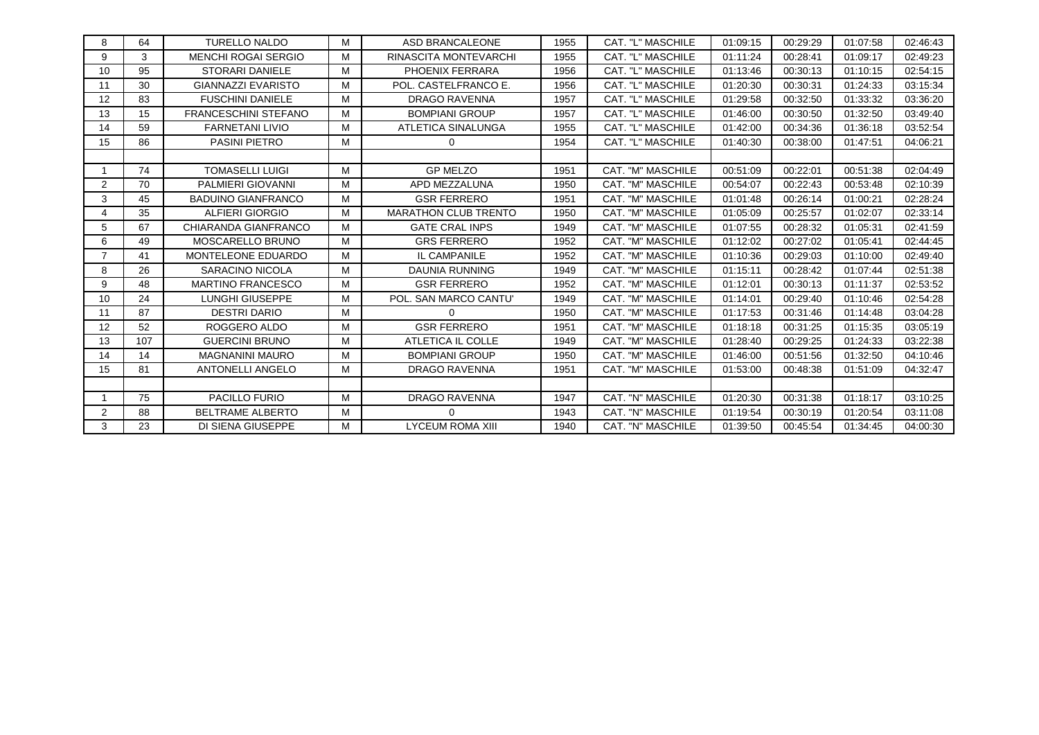| | | | | | | | | | | |
|---|---|---|---|---|---|---|---|---|---|---|
| 8 | 64 | TURELLO NALDO | M | ASD BRANCALEONE | 1955 | CAT. "L" MASCHILE | 01:09:15 | 00:29:29 | 01:07:58 | 02:46:43 |
| 9 | 3 | MENCHI ROGAI SERGIO | M | RINASCITA MONTEVARCHI | 1955 | CAT. "L" MASCHILE | 01:11:24 | 00:28:41 | 01:09:17 | 02:49:23 |
| 10 | 95 | STORARI DANIELE | M | PHOENIX FERRARA | 1956 | CAT. "L" MASCHILE | 01:13:46 | 00:30:13 | 01:10:15 | 02:54:15 |
| 11 | 30 | GIANNAZZI EVARISTO | M | POL. CASTELFRANCO E. | 1956 | CAT. "L" MASCHILE | 01:20:30 | 00:30:31 | 01:24:33 | 03:15:34 |
| 12 | 83 | FUSCHINI DANIELE | M | DRAGO RAVENNA | 1957 | CAT. "L" MASCHILE | 01:29:58 | 00:32:50 | 01:33:32 | 03:36:20 |
| 13 | 15 | FRANCESCHINI STEFANO | M | BOMPIANI GROUP | 1957 | CAT. "L" MASCHILE | 01:46:00 | 00:30:50 | 01:32:50 | 03:49:40 |
| 14 | 59 | FARNETANI LIVIO | M | ATLETICA SINALUNGA | 1955 | CAT. "L" MASCHILE | 01:42:00 | 00:34:36 | 01:36:18 | 03:52:54 |
| 15 | 86 | PASINI PIETRO | M | 0 | 1954 | CAT. "L" MASCHILE | 01:40:30 | 00:38:00 | 01:47:51 | 04:06:21 |
| | | | | | | | | | | |
| 1 | 74 | TOMASELLI LUIGI | M | GP MELZO | 1951 | CAT. "M" MASCHILE | 00:51:09 | 00:22:01 | 00:51:38 | 02:04:49 |
| 2 | 70 | PALMIERI GIOVANNI | M | APD MEZZALUNA | 1950 | CAT. "M" MASCHILE | 00:54:07 | 00:22:43 | 00:53:48 | 02:10:39 |
| 3 | 45 | BADUINO GIANFRANCO | M | GSR FERRERO | 1951 | CAT. "M" MASCHILE | 01:01:48 | 00:26:14 | 01:00:21 | 02:28:24 |
| 4 | 35 | ALFIERI GIORGIO | M | MARATHON CLUB TRENTO | 1950 | CAT. "M" MASCHILE | 01:05:09 | 00:25:57 | 01:02:07 | 02:33:14 |
| 5 | 67 | CHIARANDA GIANFRANCO | M | GATE CRAL INPS | 1949 | CAT. "M" MASCHILE | 01:07:55 | 00:28:32 | 01:05:31 | 02:41:59 |
| 6 | 49 | MOSCARELLO BRUNO | M | GRS FERRERO | 1952 | CAT. "M" MASCHILE | 01:12:02 | 00:27:02 | 01:05:41 | 02:44:45 |
| 7 | 41 | MONTELEONE EDUARDO | M | IL CAMPANILE | 1952 | CAT. "M" MASCHILE | 01:10:36 | 00:29:03 | 01:10:00 | 02:49:40 |
| 8 | 26 | SARACINO NICOLA | M | DAUNIA RUNNING | 1949 | CAT. "M" MASCHILE | 01:15:11 | 00:28:42 | 01:07:44 | 02:51:38 |
| 9 | 48 | MARTINO FRANCESCO | M | GSR FERRERO | 1952 | CAT. "M" MASCHILE | 01:12:01 | 00:30:13 | 01:11:37 | 02:53:52 |
| 10 | 24 | LUNGHI GIUSEPPE | M | POL. SAN MARCO CANTU' | 1949 | CAT. "M" MASCHILE | 01:14:01 | 00:29:40 | 01:10:46 | 02:54:28 |
| 11 | 87 | DESTRI DARIO | M | 0 | 1950 | CAT. "M" MASCHILE | 01:17:53 | 00:31:46 | 01:14:48 | 03:04:28 |
| 12 | 52 | ROGGERO ALDO | M | GSR FERRERO | 1951 | CAT. "M" MASCHILE | 01:18:18 | 00:31:25 | 01:15:35 | 03:05:19 |
| 13 | 107 | GUERCINI BRUNO | M | ATLETICA IL COLLE | 1949 | CAT. "M" MASCHILE | 01:28:40 | 00:29:25 | 01:24:33 | 03:22:38 |
| 14 | 14 | MAGNANINI MAURO | M | BOMPIANI GROUP | 1950 | CAT. "M" MASCHILE | 01:46:00 | 00:51:56 | 01:32:50 | 04:10:46 |
| 15 | 81 | ANTONELLI ANGELO | M | DRAGO RAVENNA | 1951 | CAT. "M" MASCHILE | 01:53:00 | 00:48:38 | 01:51:09 | 04:32:47 |
| | | | | | | | | | | |
| 1 | 75 | PACILLO FURIO | M | DRAGO RAVENNA | 1947 | CAT. "N" MASCHILE | 01:20:30 | 00:31:38 | 01:18:17 | 03:10:25 |
| 2 | 88 | BELTRAME ALBERTO | M | 0 | 1943 | CAT. "N" MASCHILE | 01:19:54 | 00:30:19 | 01:20:54 | 03:11:08 |
| 3 | 23 | DI SIENA GIUSEPPE | M | LYCEUM ROMA XIII | 1940 | CAT. "N" MASCHILE | 01:39:50 | 00:45:54 | 01:34:45 | 04:00:30 |